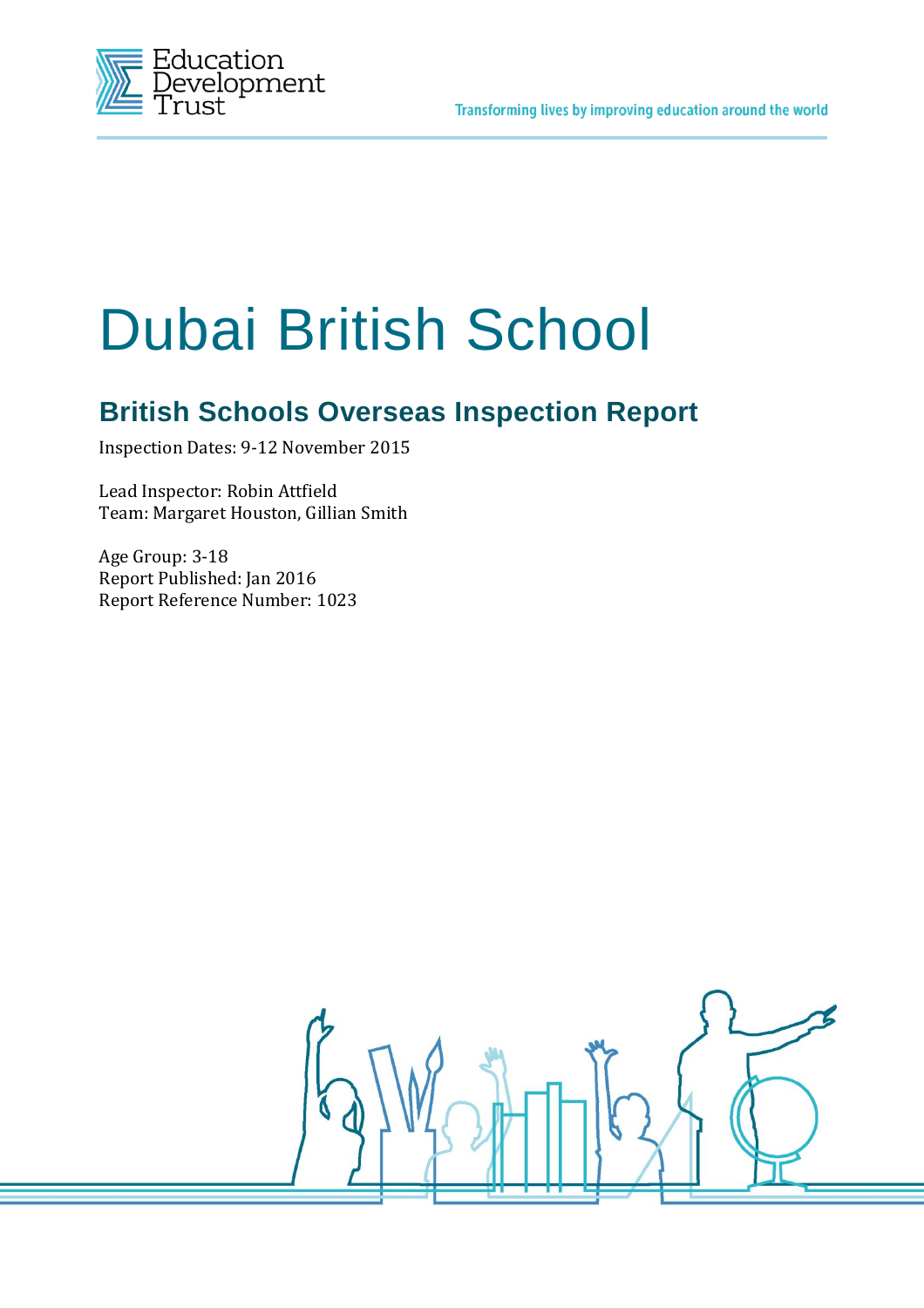Education Development Trust

Transforming lives by improving education around the world

# Dubai British School

## British Schools Overseas Inspection Report

Inspection Dates: 9-12 November 2015

Lead Inspector: Robin Attfield
Team: Margaret Houston, Gillian Smith

Age Group: 3-18
Report Published: Jan 2016
Report Reference Number: 1023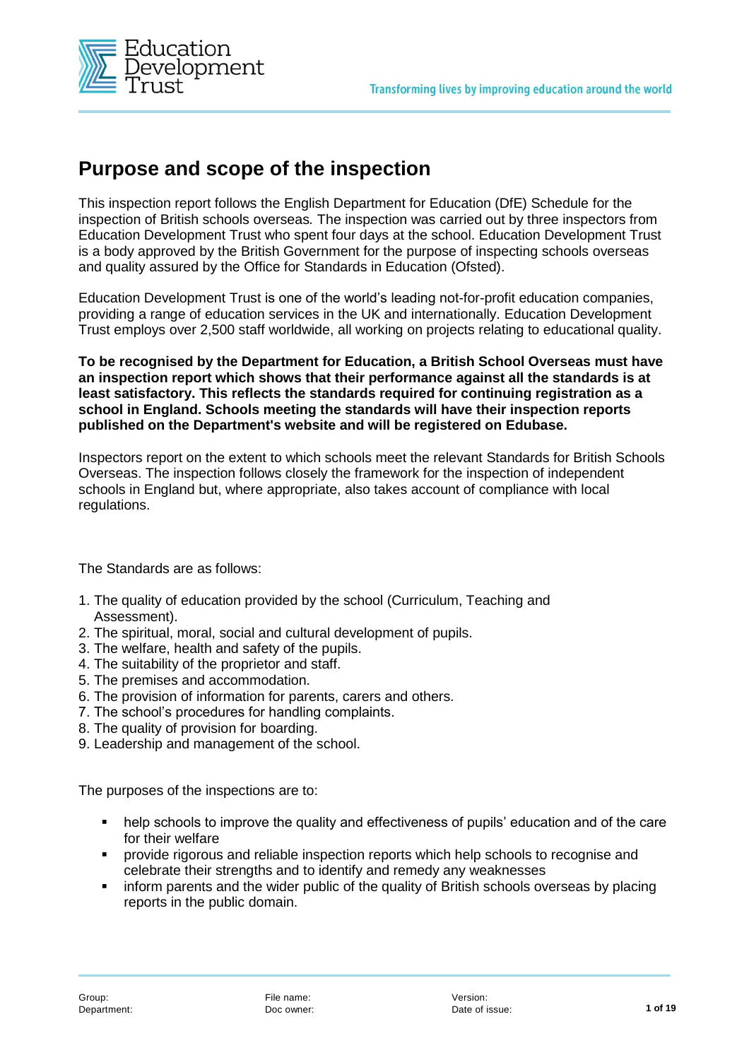# Purpose and scope of the inspection

This inspection report follows the English Department for Education (DfE) Schedule for the inspection of British schools overseas. The inspection was carried out by three inspectors from Education Development Trust who spent four days at the school. Education Development Trust is a body approved by the British Government for the purpose of inspecting schools overseas and quality assured by the Office for Standards in Education (Ofsted).

Education Development Trust is one of the world's leading not-for-profit education companies, providing a range of education services in the UK and internationally. Education Development Trust employs over 2,500 staff worldwide, all working on projects relating to educational quality.

**To be recognised by the Department for Education, a British School Overseas must have an inspection report which shows that their performance against all the standards is at least satisfactory. This reflects the standards required for continuing registration as a school in England. Schools meeting the standards will have their inspection reports published on the Department's website and will be registered on Edubase.**

Inspectors report on the extent to which schools meet the relevant Standards for British Schools Overseas. The inspection follows closely the framework for the inspection of independent schools in England but, where appropriate, also takes account of compliance with local regulations.

The Standards are as follows:

1. The quality of education provided by the school (Curriculum, Teaching and Assessment).
2. The spiritual, moral, social and cultural development of pupils.
3. The welfare, health and safety of the pupils.
4. The suitability of the proprietor and staff.
5. The premises and accommodation.
6. The provision of information for parents, carers and others.
7. The school's procedures for handling complaints.
8. The quality of provision for boarding.
9. Leadership and management of the school.

The purposes of the inspections are to:

- help schools to improve the quality and effectiveness of pupils' education and of the care for their welfare
- provide rigorous and reliable inspection reports which help schools to recognise and celebrate their strengths and to identify and remedy any weaknesses
- inform parents and the wider public of the quality of British schools overseas by placing reports in the public domain.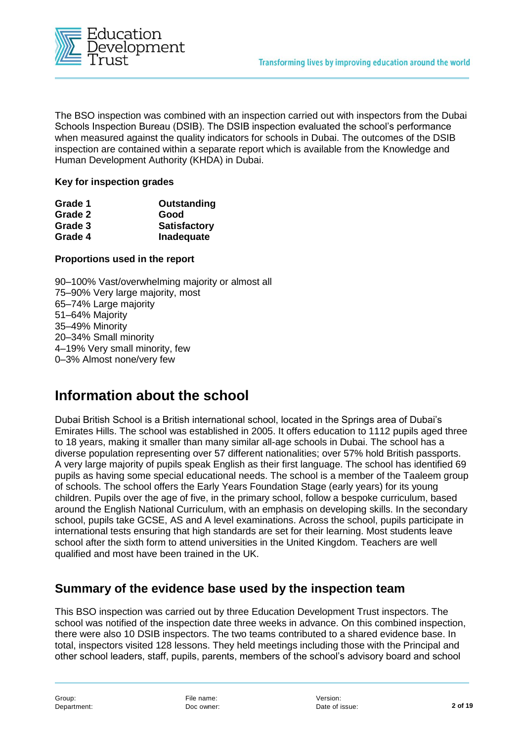The BSO inspection was combined with an inspection carried out with inspectors from the Dubai Schools Inspection Bureau (DSIB). The DSIB inspection evaluated the school's performance when measured against the quality indicators for schools in Dubai. The outcomes of the DSIB inspection are contained within a separate report which is available from the Knowledge and Human Development Authority (KHDA) in Dubai.

**Key for inspection grades**

| | |
|---|---|
| **Grade 1** | **Outstanding** |
| **Grade 2** | **Good** |
| **Grade 3** | **Satisfactory** |
| **Grade 4** | **Inadequate** |

**Proportions used in the report**

90–100% Vast/overwhelming majority or almost all
75–90% Very large majority, most
65–74% Large majority
51–64% Majority
35–49% Minority
20–34% Small minority
4–19% Very small minority, few
0–3% Almost none/very few

# Information about the school

Dubai British School is a British international school, located in the Springs area of Dubai's Emirates Hills. The school was established in 2005. It offers education to 1112 pupils aged three to 18 years, making it smaller than many similar all-age schools in Dubai. The school has a diverse population representing over 57 different nationalities; over 57% hold British passports. A very large majority of pupils speak English as their first language. The school has identified 69 pupils as having some special educational needs. The school is a member of the Taaleem group of schools. The school offers the Early Years Foundation Stage (early years) for its young children. Pupils over the age of five, in the primary school, follow a bespoke curriculum, based around the English National Curriculum, with an emphasis on developing skills. In the secondary school, pupils take GCSE, AS and A level examinations. Across the school, pupils participate in international tests ensuring that high standards are set for their learning. Most students leave school after the sixth form to attend universities in the United Kingdom. Teachers are well qualified and most have been trained in the UK.

## Summary of the evidence base used by the inspection team

This BSO inspection was carried out by three Education Development Trust inspectors. The school was notified of the inspection date three weeks in advance. On this combined inspection, there were also 10 DSIB inspectors. The two teams contributed to a shared evidence base. In total, inspectors visited 128 lessons. They held meetings including those with the Principal and other school leaders, staff, pupils, parents, members of the school's advisory board and school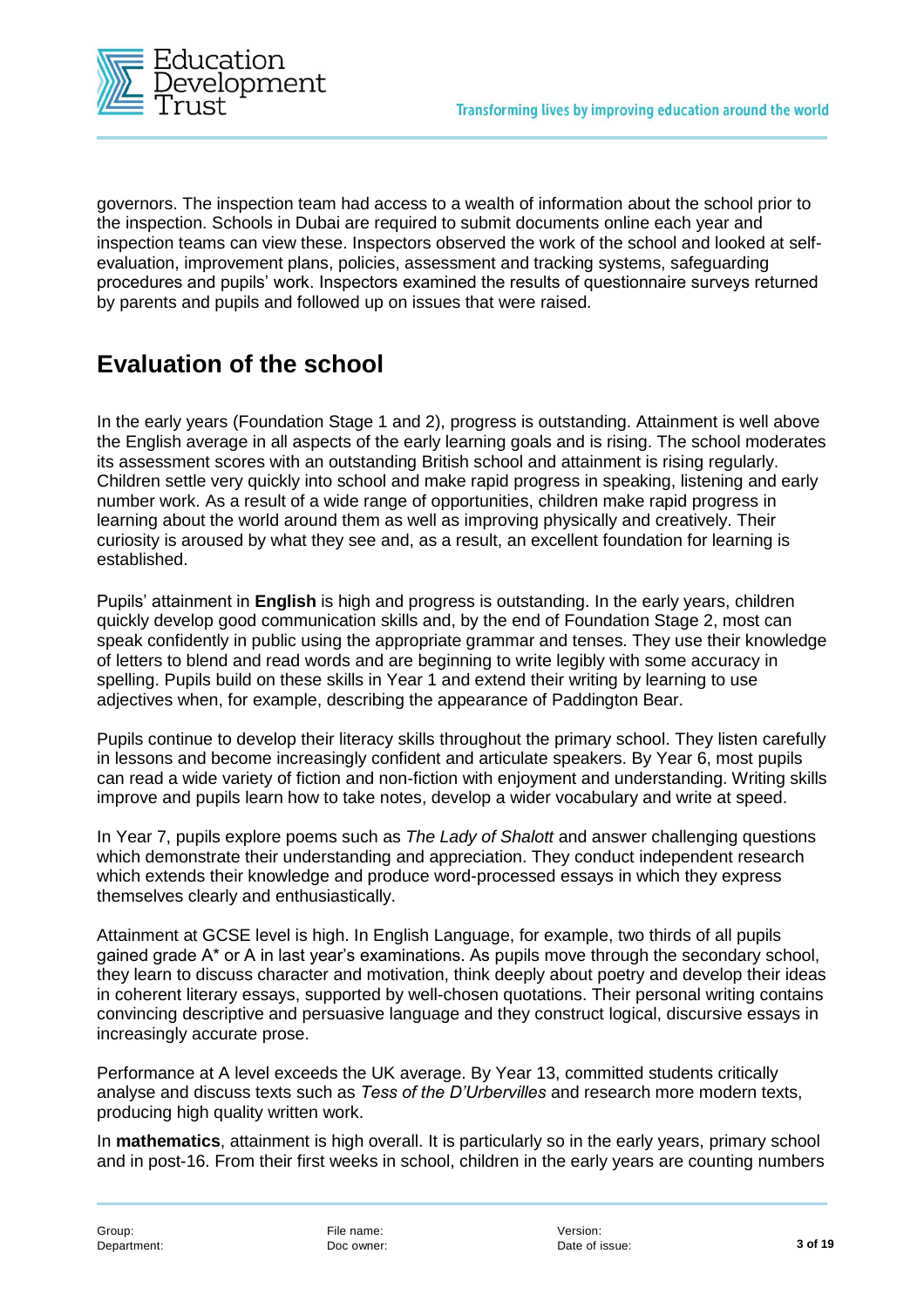governors. The inspection team had access to a wealth of information about the school prior to the inspection. Schools in Dubai are required to submit documents online each year and inspection teams can view these. Inspectors observed the work of the school and looked at self-evaluation, improvement plans, policies, assessment and tracking systems, safeguarding procedures and pupils' work. Inspectors examined the results of questionnaire surveys returned by parents and pupils and followed up on issues that were raised.

## Evaluation of the school

In the early years (Foundation Stage 1 and 2), progress is outstanding. Attainment is well above the English average in all aspects of the early learning goals and is rising. The school moderates its assessment scores with an outstanding British school and attainment is rising regularly. Children settle very quickly into school and make rapid progress in speaking, listening and early number work. As a result of a wide range of opportunities, children make rapid progress in learning about the world around them as well as improving physically and creatively. Their curiosity is aroused by what they see and, as a result, an excellent foundation for learning is established.

Pupils' attainment in **English** is high and progress is outstanding. In the early years, children quickly develop good communication skills and, by the end of Foundation Stage 2, most can speak confidently in public using the appropriate grammar and tenses. They use their knowledge of letters to blend and read words and are beginning to write legibly with some accuracy in spelling. Pupils build on these skills in Year 1 and extend their writing by learning to use adjectives when, for example, describing the appearance of Paddington Bear.

Pupils continue to develop their literacy skills throughout the primary school. They listen carefully in lessons and become increasingly confident and articulate speakers. By Year 6, most pupils can read a wide variety of fiction and non-fiction with enjoyment and understanding. Writing skills improve and pupils learn how to take notes, develop a wider vocabulary and write at speed.

In Year 7, pupils explore poems such as *The Lady of Shalott* and answer challenging questions which demonstrate their understanding and appreciation. They conduct independent research which extends their knowledge and produce word-processed essays in which they express themselves clearly and enthusiastically.

Attainment at GCSE level is high. In English Language, for example, two thirds of all pupils gained grade A* or A in last year's examinations. As pupils move through the secondary school, they learn to discuss character and motivation, think deeply about poetry and develop their ideas in coherent literary essays, supported by well-chosen quotations. Their personal writing contains convincing descriptive and persuasive language and they construct logical, discursive essays in increasingly accurate prose.

Performance at A level exceeds the UK average. By Year 13, committed students critically analyse and discuss texts such as *Tess of the D'Urbervilles* and research more modern texts, producing high quality written work.

In **mathematics**, attainment is high overall. It is particularly so in the early years, primary school and in post-16. From their first weeks in school, children in the early years are counting numbers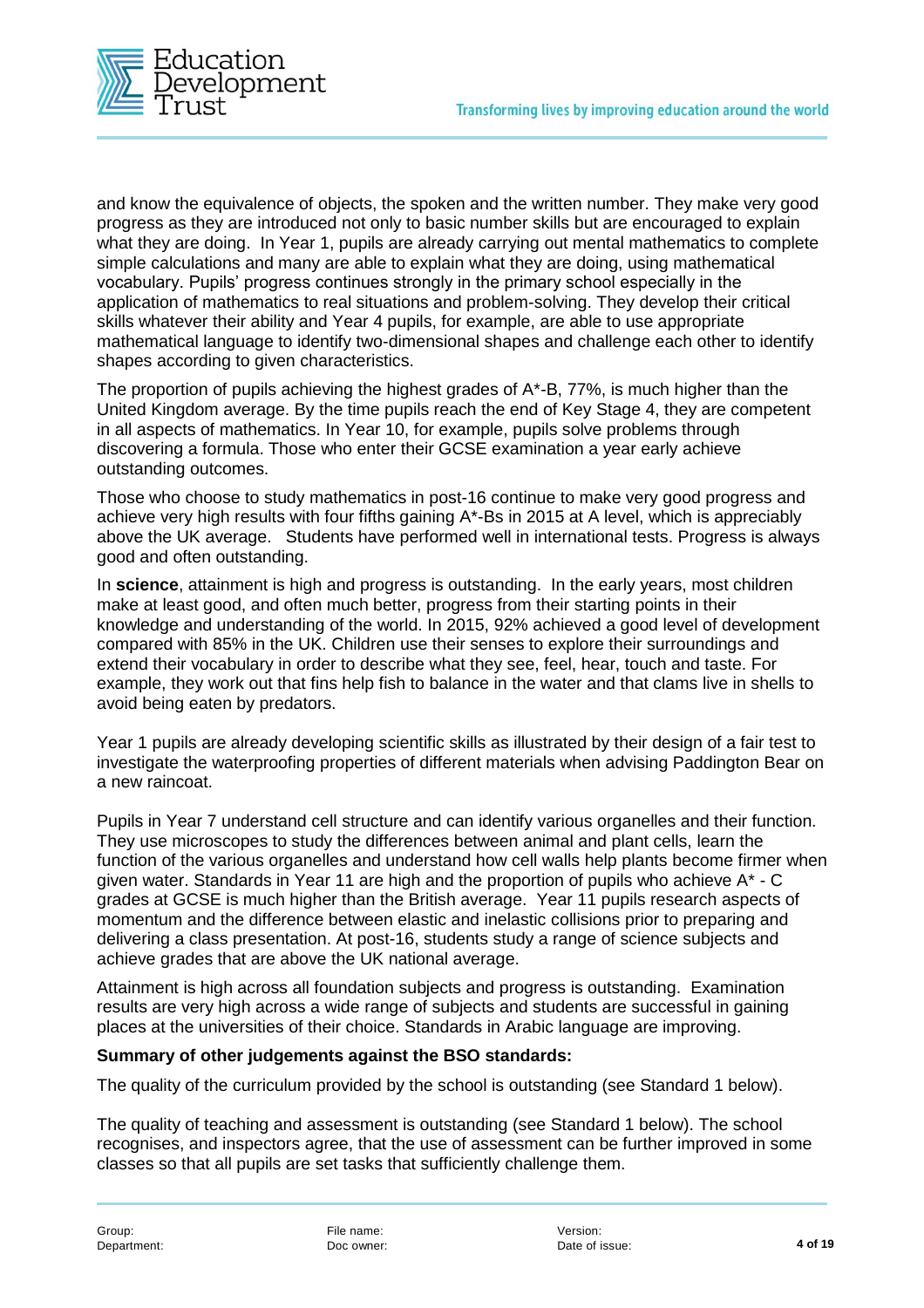and know the equivalence of objects, the spoken and the written number. They make very good progress as they are introduced not only to basic number skills but are encouraged to explain what they are doing. In Year 1, pupils are already carrying out mental mathematics to complete simple calculations and many are able to explain what they are doing, using mathematical vocabulary. Pupils' progress continues strongly in the primary school especially in the application of mathematics to real situations and problem-solving. They develop their critical skills whatever their ability and Year 4 pupils, for example, are able to use appropriate mathematical language to identify two-dimensional shapes and challenge each other to identify shapes according to given characteristics.

The proportion of pupils achieving the highest grades of A*-B, 77%, is much higher than the United Kingdom average. By the time pupils reach the end of Key Stage 4, they are competent in all aspects of mathematics. In Year 10, for example, pupils solve problems through discovering a formula. Those who enter their GCSE examination a year early achieve outstanding outcomes.

Those who choose to study mathematics in post-16 continue to make very good progress and achieve very high results with four fifths gaining A*-Bs in 2015 at A level, which is appreciably above the UK average. Students have performed well in international tests. Progress is always good and often outstanding.

In **science**, attainment is high and progress is outstanding. In the early years, most children make at least good, and often much better, progress from their starting points in their knowledge and understanding of the world. In 2015, 92% achieved a good level of development compared with 85% in the UK. Children use their senses to explore their surroundings and extend their vocabulary in order to describe what they see, feel, hear, touch and taste. For example, they work out that fins help fish to balance in the water and that clams live in shells to avoid being eaten by predators.

Year 1 pupils are already developing scientific skills as illustrated by their design of a fair test to investigate the waterproofing properties of different materials when advising Paddington Bear on a new raincoat.

Pupils in Year 7 understand cell structure and can identify various organelles and their function. They use microscopes to study the differences between animal and plant cells, learn the function of the various organelles and understand how cell walls help plants become firmer when given water. Standards in Year 11 are high and the proportion of pupils who achieve A* - C grades at GCSE is much higher than the British average. Year 11 pupils research aspects of momentum and the difference between elastic and inelastic collisions prior to preparing and delivering a class presentation. At post-16, students study a range of science subjects and achieve grades that are above the UK national average.

Attainment is high across all foundation subjects and progress is outstanding. Examination results are very high across a wide range of subjects and students are successful in gaining places at the universities of their choice. Standards in Arabic language are improving.

**Summary of other judgements against the BSO standards:**

The quality of the curriculum provided by the school is outstanding (see Standard 1 below).

The quality of teaching and assessment is outstanding (see Standard 1 below). The school recognises, and inspectors agree, that the use of assessment can be further improved in some classes so that all pupils are set tasks that sufficiently challenge them.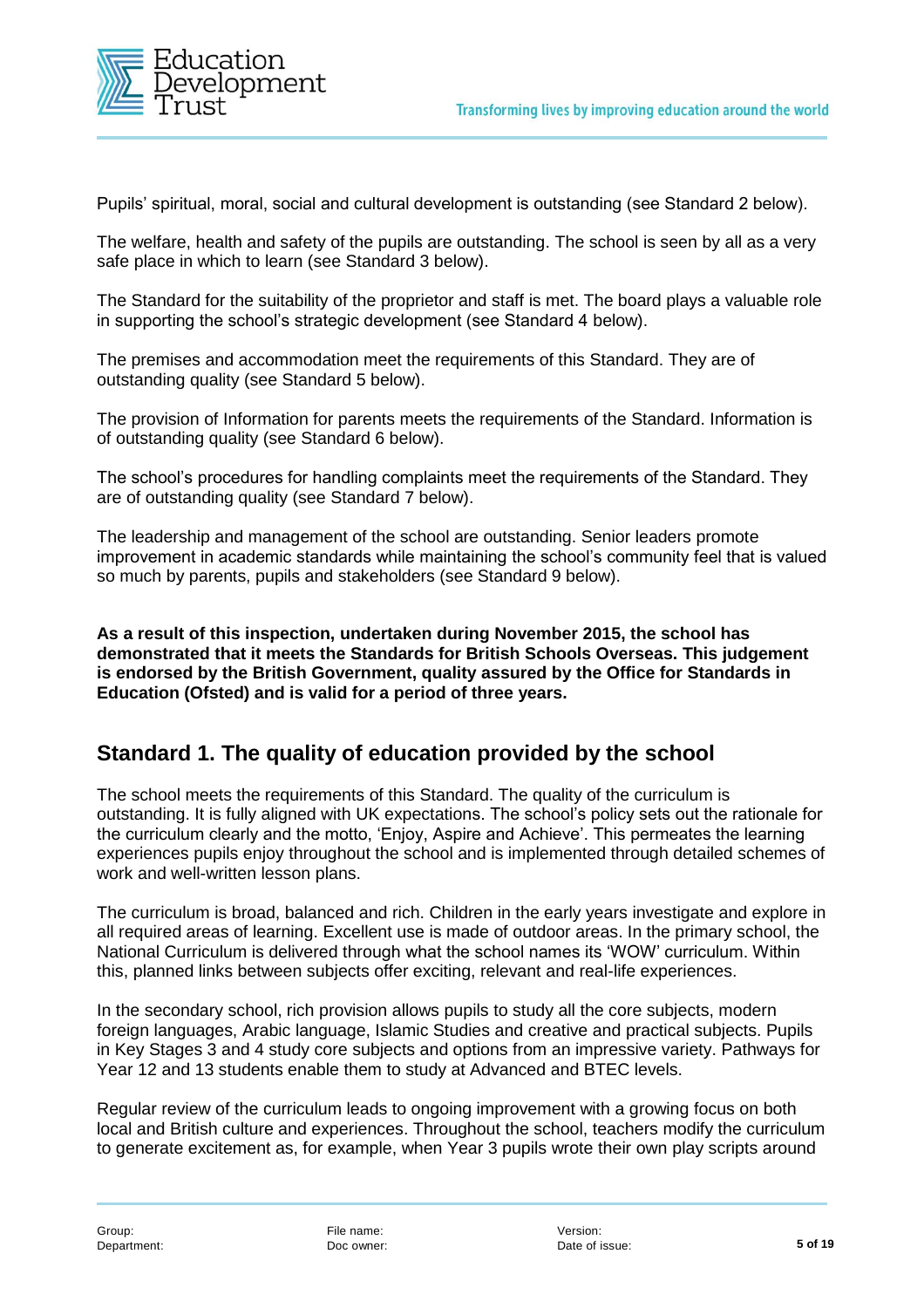Pupils' spiritual, moral, social and cultural development is outstanding (see Standard 2 below).

The welfare, health and safety of the pupils are outstanding. The school is seen by all as a very safe place in which to learn (see Standard 3 below).

The Standard for the suitability of the proprietor and staff is met. The board plays a valuable role in supporting the school's strategic development (see Standard 4 below).

The premises and accommodation meet the requirements of this Standard. They are of outstanding quality (see Standard 5 below).

The provision of Information for parents meets the requirements of the Standard. Information is of outstanding quality (see Standard 6 below).

The school's procedures for handling complaints meet the requirements of the Standard. They are of outstanding quality (see Standard 7 below).

The leadership and management of the school are outstanding. Senior leaders promote improvement in academic standards while maintaining the school's community feel that is valued so much by parents, pupils and stakeholders (see Standard 9 below).

**As a result of this inspection, undertaken during November 2015, the school has demonstrated that it meets the Standards for British Schools Overseas. This judgement is endorsed by the British Government, quality assured by the Office for Standards in Education (Ofsted) and is valid for a period of three years.**

## Standard 1. The quality of education provided by the school

The school meets the requirements of this Standard. The quality of the curriculum is outstanding. It is fully aligned with UK expectations. The school's policy sets out the rationale for the curriculum clearly and the motto, 'Enjoy, Aspire and Achieve'. This permeates the learning experiences pupils enjoy throughout the school and is implemented through detailed schemes of work and well-written lesson plans.

The curriculum is broad, balanced and rich. Children in the early years investigate and explore in all required areas of learning. Excellent use is made of outdoor areas. In the primary school, the National Curriculum is delivered through what the school names its 'WOW' curriculum. Within this, planned links between subjects offer exciting, relevant and real-life experiences.

In the secondary school, rich provision allows pupils to study all the core subjects, modern foreign languages, Arabic language, Islamic Studies and creative and practical subjects. Pupils in Key Stages 3 and 4 study core subjects and options from an impressive variety. Pathways for Year 12 and 13 students enable them to study at Advanced and BTEC levels.

Regular review of the curriculum leads to ongoing improvement with a growing focus on both local and British culture and experiences. Throughout the school, teachers modify the curriculum to generate excitement as, for example, when Year 3 pupils wrote their own play scripts around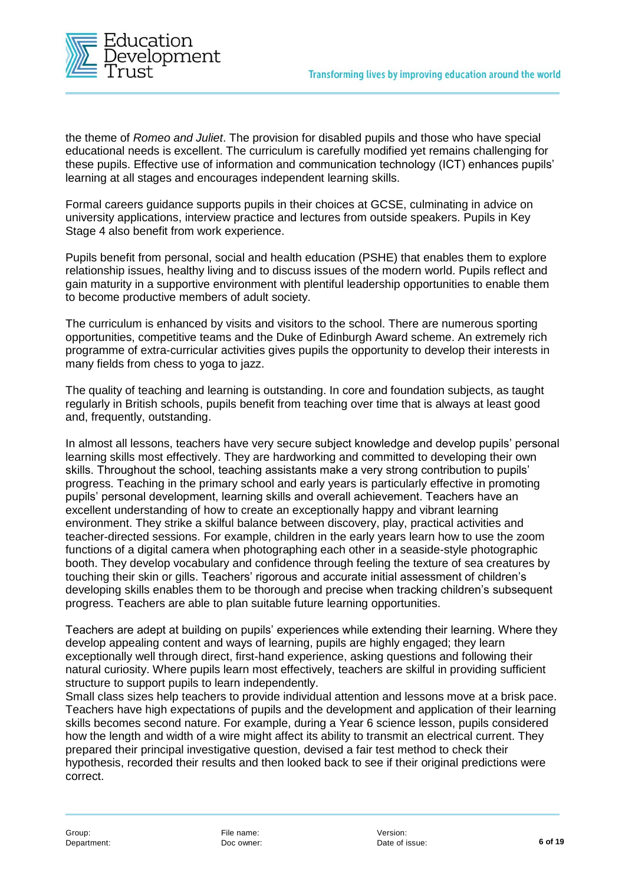the theme of *Romeo and Juliet*. The provision for disabled pupils and those who have special educational needs is excellent. The curriculum is carefully modified yet remains challenging for these pupils. Effective use of information and communication technology (ICT) enhances pupils' learning at all stages and encourages independent learning skills.

Formal careers guidance supports pupils in their choices at GCSE, culminating in advice on university applications, interview practice and lectures from outside speakers. Pupils in Key Stage 4 also benefit from work experience.

Pupils benefit from personal, social and health education (PSHE) that enables them to explore relationship issues, healthy living and to discuss issues of the modern world. Pupils reflect and gain maturity in a supportive environment with plentiful leadership opportunities to enable them to become productive members of adult society.

The curriculum is enhanced by visits and visitors to the school. There are numerous sporting opportunities, competitive teams and the Duke of Edinburgh Award scheme. An extremely rich programme of extra-curricular activities gives pupils the opportunity to develop their interests in many fields from chess to yoga to jazz.

The quality of teaching and learning is outstanding. In core and foundation subjects, as taught regularly in British schools, pupils benefit from teaching over time that is always at least good and, frequently, outstanding.

In almost all lessons, teachers have very secure subject knowledge and develop pupils' personal learning skills most effectively. They are hardworking and committed to developing their own skills. Throughout the school, teaching assistants make a very strong contribution to pupils' progress. Teaching in the primary school and early years is particularly effective in promoting pupils' personal development, learning skills and overall achievement. Teachers have an excellent understanding of how to create an exceptionally happy and vibrant learning environment. They strike a skilful balance between discovery, play, practical activities and teacher-directed sessions. For example, children in the early years learn how to use the zoom functions of a digital camera when photographing each other in a seaside-style photographic booth. They develop vocabulary and confidence through feeling the texture of sea creatures by touching their skin or gills. Teachers' rigorous and accurate initial assessment of children's developing skills enables them to be thorough and precise when tracking children's subsequent progress. Teachers are able to plan suitable future learning opportunities.

Teachers are adept at building on pupils' experiences while extending their learning. Where they develop appealing content and ways of learning, pupils are highly engaged; they learn exceptionally well through direct, first-hand experience, asking questions and following their natural curiosity. Where pupils learn most effectively, teachers are skilful in providing sufficient structure to support pupils to learn independently.
Small class sizes help teachers to provide individual attention and lessons move at a brisk pace. Teachers have high expectations of pupils and the development and application of their learning skills becomes second nature. For example, during a Year 6 science lesson, pupils considered how the length and width of a wire might affect its ability to transmit an electrical current. They prepared their principal investigative question, devised a fair test method to check their hypothesis, recorded their results and then looked back to see if their original predictions were correct.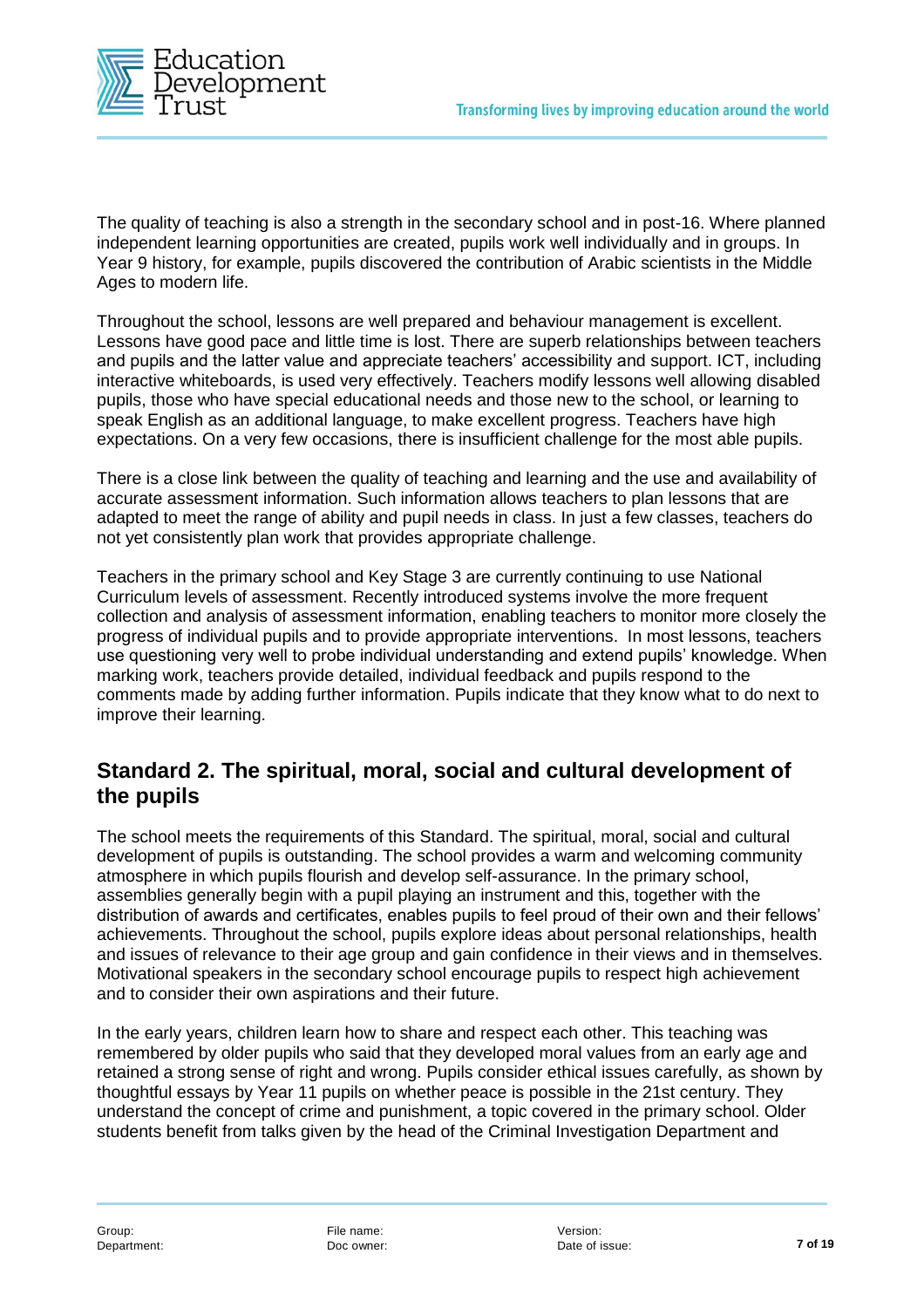The quality of teaching is also a strength in the secondary school and in post-16. Where planned independent learning opportunities are created, pupils work well individually and in groups. In Year 9 history, for example, pupils discovered the contribution of Arabic scientists in the Middle Ages to modern life.

Throughout the school, lessons are well prepared and behaviour management is excellent. Lessons have good pace and little time is lost. There are superb relationships between teachers and pupils and the latter value and appreciate teachers' accessibility and support. ICT, including interactive whiteboards, is used very effectively. Teachers modify lessons well allowing disabled pupils, those who have special educational needs and those new to the school, or learning to speak English as an additional language, to make excellent progress. Teachers have high expectations. On a very few occasions, there is insufficient challenge for the most able pupils.

There is a close link between the quality of teaching and learning and the use and availability of accurate assessment information. Such information allows teachers to plan lessons that are adapted to meet the range of ability and pupil needs in class. In just a few classes, teachers do not yet consistently plan work that provides appropriate challenge.

Teachers in the primary school and Key Stage 3 are currently continuing to use National Curriculum levels of assessment. Recently introduced systems involve the more frequent collection and analysis of assessment information, enabling teachers to monitor more closely the progress of individual pupils and to provide appropriate interventions. In most lessons, teachers use questioning very well to probe individual understanding and extend pupils' knowledge. When marking work, teachers provide detailed, individual feedback and pupils respond to the comments made by adding further information. Pupils indicate that they know what to do next to improve their learning.

## Standard 2. The spiritual, moral, social and cultural development of the pupils

The school meets the requirements of this Standard. The spiritual, moral, social and cultural development of pupils is outstanding. The school provides a warm and welcoming community atmosphere in which pupils flourish and develop self-assurance. In the primary school, assemblies generally begin with a pupil playing an instrument and this, together with the distribution of awards and certificates, enables pupils to feel proud of their own and their fellows' achievements. Throughout the school, pupils explore ideas about personal relationships, health and issues of relevance to their age group and gain confidence in their views and in themselves. Motivational speakers in the secondary school encourage pupils to respect high achievement and to consider their own aspirations and their future.

In the early years, children learn how to share and respect each other. This teaching was remembered by older pupils who said that they developed moral values from an early age and retained a strong sense of right and wrong. Pupils consider ethical issues carefully, as shown by thoughtful essays by Year 11 pupils on whether peace is possible in the 21st century. They understand the concept of crime and punishment, a topic covered in the primary school. Older students benefit from talks given by the head of the Criminal Investigation Department and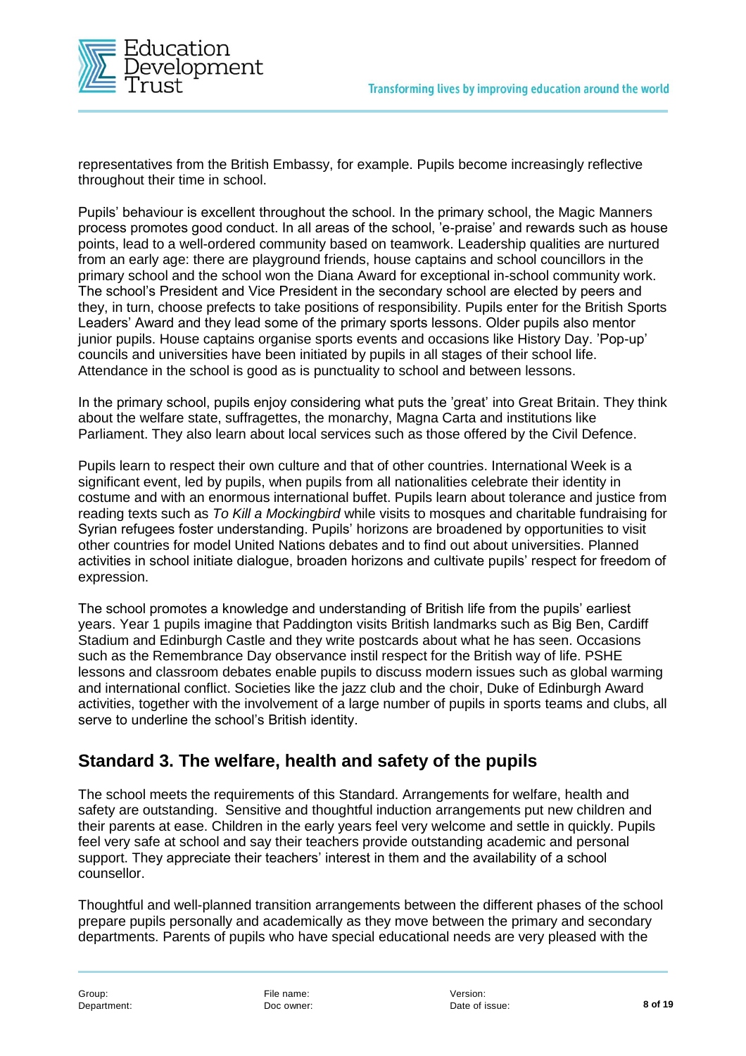representatives from the British Embassy, for example. Pupils become increasingly reflective throughout their time in school.

Pupils' behaviour is excellent throughout the school. In the primary school, the Magic Manners process promotes good conduct. In all areas of the school, 'e-praise' and rewards such as house points, lead to a well-ordered community based on teamwork. Leadership qualities are nurtured from an early age: there are playground friends, house captains and school councillors in the primary school and the school won the Diana Award for exceptional in-school community work. The school's President and Vice President in the secondary school are elected by peers and they, in turn, choose prefects to take positions of responsibility. Pupils enter for the British Sports Leaders' Award and they lead some of the primary sports lessons. Older pupils also mentor junior pupils. House captains organise sports events and occasions like History Day. 'Pop-up' councils and universities have been initiated by pupils in all stages of their school life. Attendance in the school is good as is punctuality to school and between lessons.

In the primary school, pupils enjoy considering what puts the 'great' into Great Britain. They think about the welfare state, suffragettes, the monarchy, Magna Carta and institutions like Parliament. They also learn about local services such as those offered by the Civil Defence.

Pupils learn to respect their own culture and that of other countries. International Week is a significant event, led by pupils, when pupils from all nationalities celebrate their identity in costume and with an enormous international buffet. Pupils learn about tolerance and justice from reading texts such as *To Kill a Mockingbird* while visits to mosques and charitable fundraising for Syrian refugees foster understanding. Pupils' horizons are broadened by opportunities to visit other countries for model United Nations debates and to find out about universities. Planned activities in school initiate dialogue, broaden horizons and cultivate pupils' respect for freedom of expression.

The school promotes a knowledge and understanding of British life from the pupils' earliest years. Year 1 pupils imagine that Paddington visits British landmarks such as Big Ben, Cardiff Stadium and Edinburgh Castle and they write postcards about what he has seen. Occasions such as the Remembrance Day observance instil respect for the British way of life. PSHE lessons and classroom debates enable pupils to discuss modern issues such as global warming and international conflict. Societies like the jazz club and the choir, Duke of Edinburgh Award activities, together with the involvement of a large number of pupils in sports teams and clubs, all serve to underline the school's British identity.

## Standard 3. The welfare, health and safety of the pupils

The school meets the requirements of this Standard. Arrangements for welfare, health and safety are outstanding. Sensitive and thoughtful induction arrangements put new children and their parents at ease. Children in the early years feel very welcome and settle in quickly. Pupils feel very safe at school and say their teachers provide outstanding academic and personal support. They appreciate their teachers' interest in them and the availability of a school counsellor.

Thoughtful and well-planned transition arrangements between the different phases of the school prepare pupils personally and academically as they move between the primary and secondary departments. Parents of pupils who have special educational needs are very pleased with the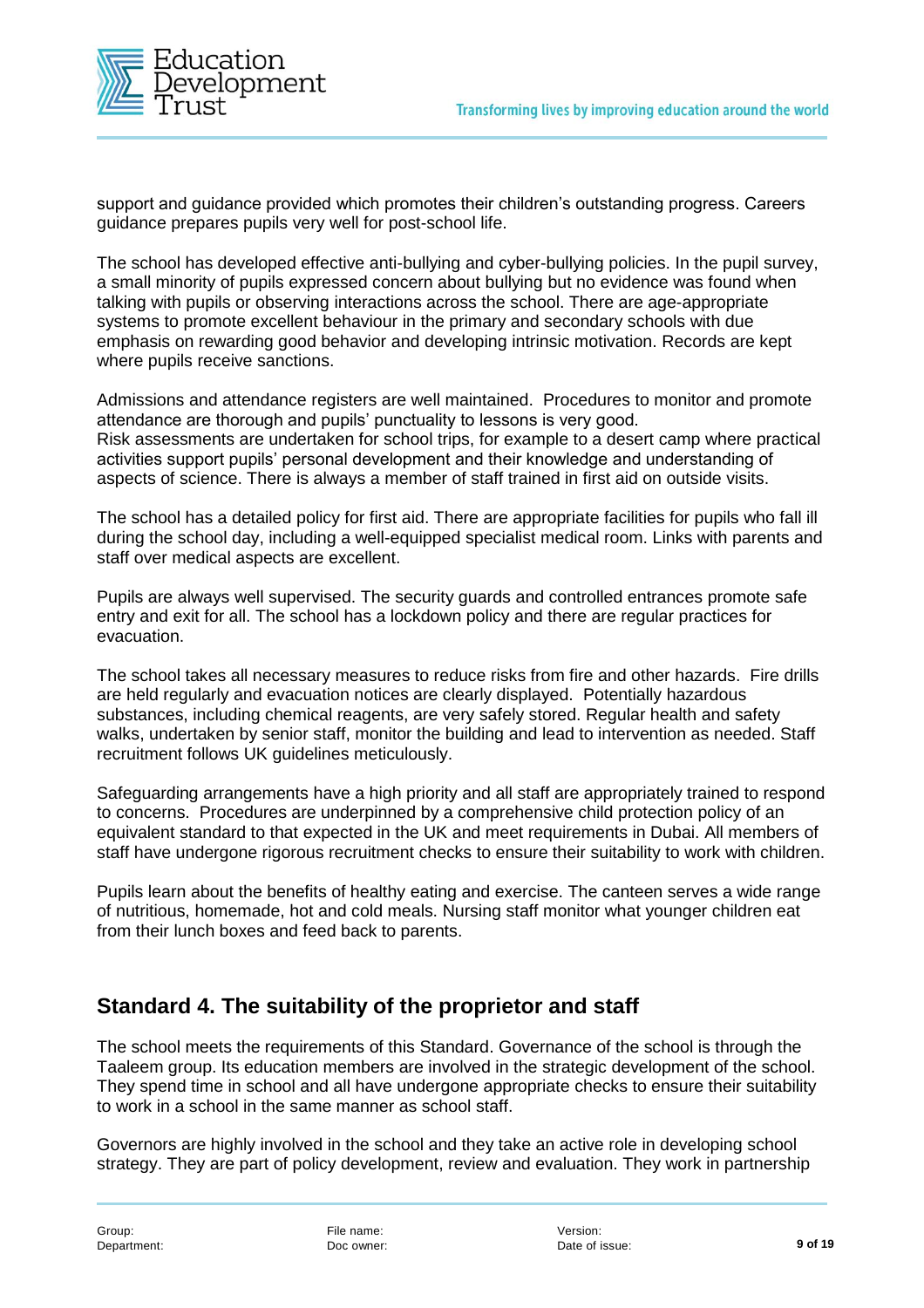support and guidance provided which promotes their children's outstanding progress. Careers guidance prepares pupils very well for post-school life.

The school has developed effective anti-bullying and cyber-bullying policies. In the pupil survey, a small minority of pupils expressed concern about bullying but no evidence was found when talking with pupils or observing interactions across the school. There are age-appropriate systems to promote excellent behaviour in the primary and secondary schools with due emphasis on rewarding good behavior and developing intrinsic motivation. Records are kept where pupils receive sanctions.

Admissions and attendance registers are well maintained. Procedures to monitor and promote attendance are thorough and pupils' punctuality to lessons is very good.
Risk assessments are undertaken for school trips, for example to a desert camp where practical activities support pupils' personal development and their knowledge and understanding of aspects of science. There is always a member of staff trained in first aid on outside visits.

The school has a detailed policy for first aid. There are appropriate facilities for pupils who fall ill during the school day, including a well-equipped specialist medical room. Links with parents and staff over medical aspects are excellent.

Pupils are always well supervised. The security guards and controlled entrances promote safe entry and exit for all. The school has a lockdown policy and there are regular practices for evacuation.

The school takes all necessary measures to reduce risks from fire and other hazards. Fire drills are held regularly and evacuation notices are clearly displayed. Potentially hazardous substances, including chemical reagents, are very safely stored. Regular health and safety walks, undertaken by senior staff, monitor the building and lead to intervention as needed. Staff recruitment follows UK guidelines meticulously.

Safeguarding arrangements have a high priority and all staff are appropriately trained to respond to concerns. Procedures are underpinned by a comprehensive child protection policy of an equivalent standard to that expected in the UK and meet requirements in Dubai. All members of staff have undergone rigorous recruitment checks to ensure their suitability to work with children.

Pupils learn about the benefits of healthy eating and exercise. The canteen serves a wide range of nutritious, homemade, hot and cold meals. Nursing staff monitor what younger children eat from their lunch boxes and feed back to parents.

## Standard 4. The suitability of the proprietor and staff

The school meets the requirements of this Standard. Governance of the school is through the Taaleem group. Its education members are involved in the strategic development of the school. They spend time in school and all have undergone appropriate checks to ensure their suitability to work in a school in the same manner as school staff.

Governors are highly involved in the school and they take an active role in developing school strategy. They are part of policy development, review and evaluation. They work in partnership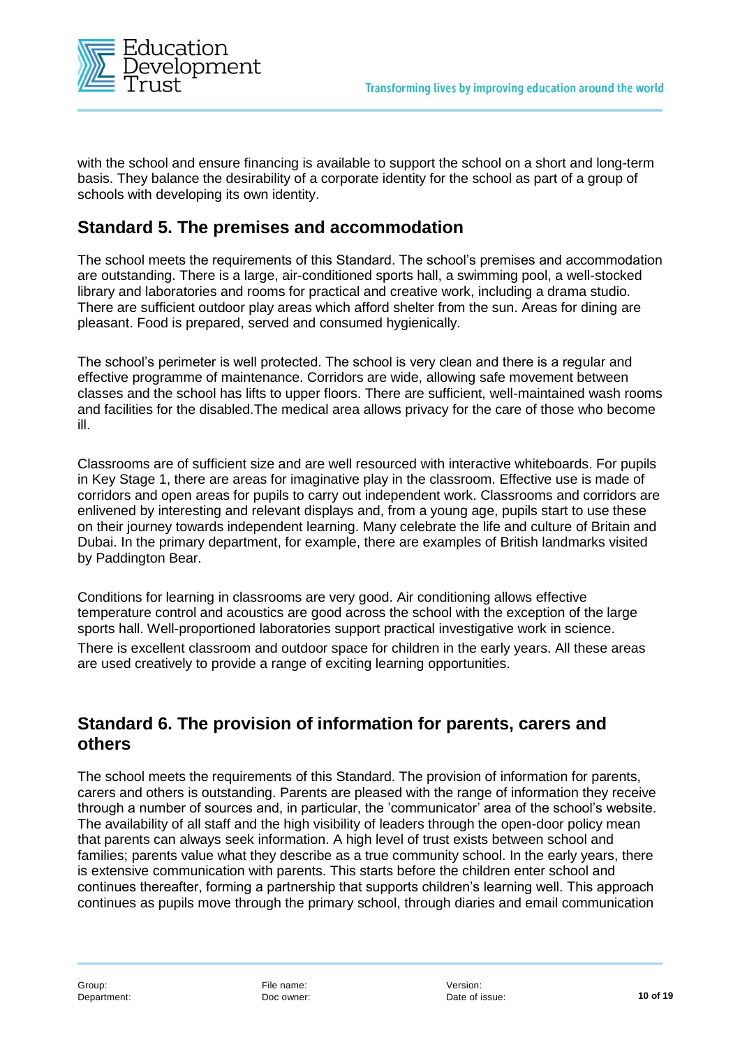with the school and ensure financing is available to support the school on a short and long-term basis. They balance the desirability of a corporate identity for the school as part of a group of schools with developing its own identity.

## Standard 5. The premises and accommodation

The school meets the requirements of this Standard. The school's premises and accommodation are outstanding. There is a large, air-conditioned sports hall, a swimming pool, a well-stocked library and laboratories and rooms for practical and creative work, including a drama studio. There are sufficient outdoor play areas which afford shelter from the sun. Areas for dining are pleasant. Food is prepared, served and consumed hygienically.

The school's perimeter is well protected. The school is very clean and there is a regular and effective programme of maintenance. Corridors are wide, allowing safe movement between classes and the school has lifts to upper floors. There are sufficient, well-maintained wash rooms and facilities for the disabled.The medical area allows privacy for the care of those who become ill.

Classrooms are of sufficient size and are well resourced with interactive whiteboards. For pupils in Key Stage 1, there are areas for imaginative play in the classroom. Effective use is made of corridors and open areas for pupils to carry out independent work. Classrooms and corridors are enlivened by interesting and relevant displays and, from a young age, pupils start to use these on their journey towards independent learning. Many celebrate the life and culture of Britain and Dubai. In the primary department, for example, there are examples of British landmarks visited by Paddington Bear.

Conditions for learning in classrooms are very good. Air conditioning allows effective temperature control and acoustics are good across the school with the exception of the large sports hall. Well-proportioned laboratories support practical investigative work in science. There is excellent classroom and outdoor space for children in the early years. All these areas are used creatively to provide a range of exciting learning opportunities.

## Standard 6. The provision of information for parents, carers and others

The school meets the requirements of this Standard. The provision of information for parents, carers and others is outstanding. Parents are pleased with the range of information they receive through a number of sources and, in particular, the 'communicator' area of the school's website. The availability of all staff and the high visibility of leaders through the open-door policy mean that parents can always seek information. A high level of trust exists between school and families; parents value what they describe as a true community school. In the early years, there is extensive communication with parents. This starts before the children enter school and continues thereafter, forming a partnership that supports children's learning well. This approach continues as pupils move through the primary school, through diaries and email communication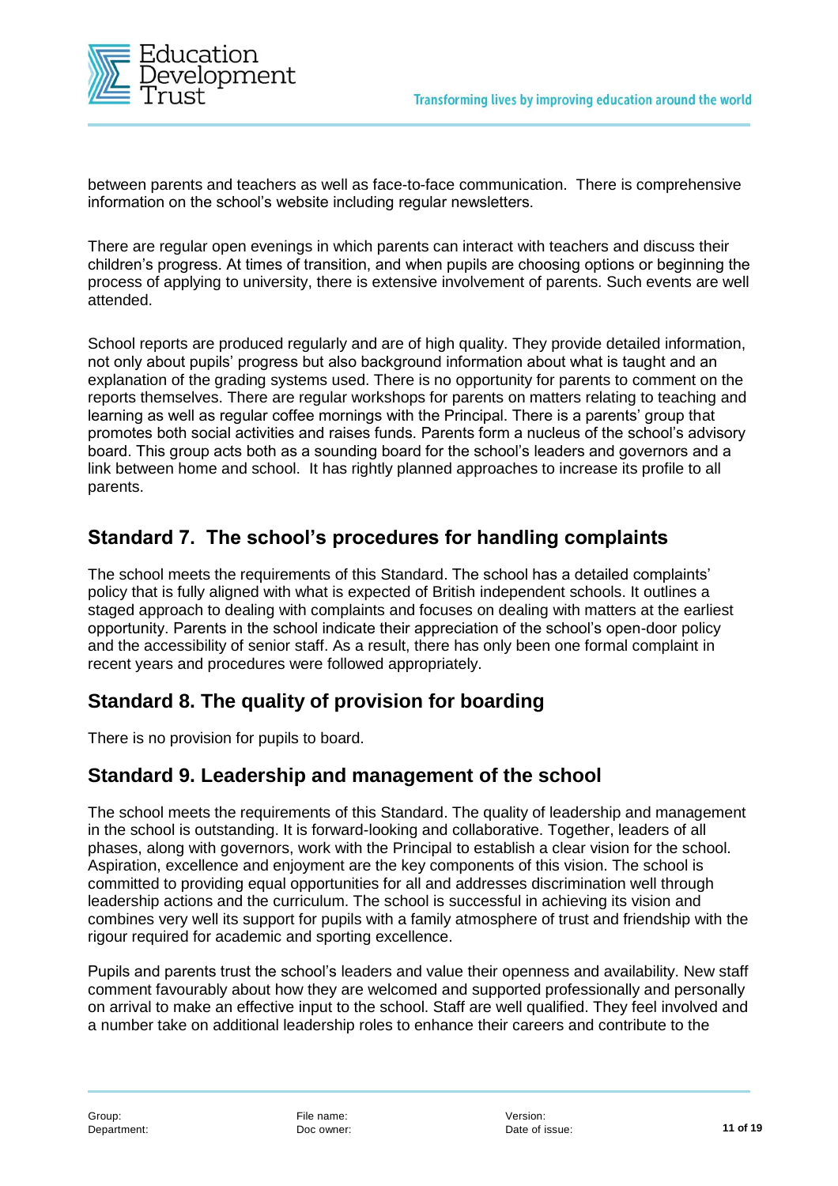between parents and teachers as well as face-to-face communication. There is comprehensive information on the school's website including regular newsletters.

There are regular open evenings in which parents can interact with teachers and discuss their children's progress. At times of transition, and when pupils are choosing options or beginning the process of applying to university, there is extensive involvement of parents. Such events are well attended.

School reports are produced regularly and are of high quality. They provide detailed information, not only about pupils' progress but also background information about what is taught and an explanation of the grading systems used. There is no opportunity for parents to comment on the reports themselves. There are regular workshops for parents on matters relating to teaching and learning as well as regular coffee mornings with the Principal. There is a parents' group that promotes both social activities and raises funds. Parents form a nucleus of the school's advisory board. This group acts both as a sounding board for the school's leaders and governors and a link between home and school. It has rightly planned approaches to increase its profile to all parents.

## Standard 7. The school's procedures for handling complaints

The school meets the requirements of this Standard. The school has a detailed complaints' policy that is fully aligned with what is expected of British independent schools. It outlines a staged approach to dealing with complaints and focuses on dealing with matters at the earliest opportunity. Parents in the school indicate their appreciation of the school's open-door policy and the accessibility of senior staff. As a result, there has only been one formal complaint in recent years and procedures were followed appropriately.

## Standard 8. The quality of provision for boarding

There is no provision for pupils to board.

## Standard 9. Leadership and management of the school

The school meets the requirements of this Standard. The quality of leadership and management in the school is outstanding. It is forward-looking and collaborative. Together, leaders of all phases, along with governors, work with the Principal to establish a clear vision for the school. Aspiration, excellence and enjoyment are the key components of this vision. The school is committed to providing equal opportunities for all and addresses discrimination well through leadership actions and the curriculum. The school is successful in achieving its vision and combines very well its support for pupils with a family atmosphere of trust and friendship with the rigour required for academic and sporting excellence.

Pupils and parents trust the school's leaders and value their openness and availability. New staff comment favourably about how they are welcomed and supported professionally and personally on arrival to make an effective input to the school. Staff are well qualified. They feel involved and a number take on additional leadership roles to enhance their careers and contribute to the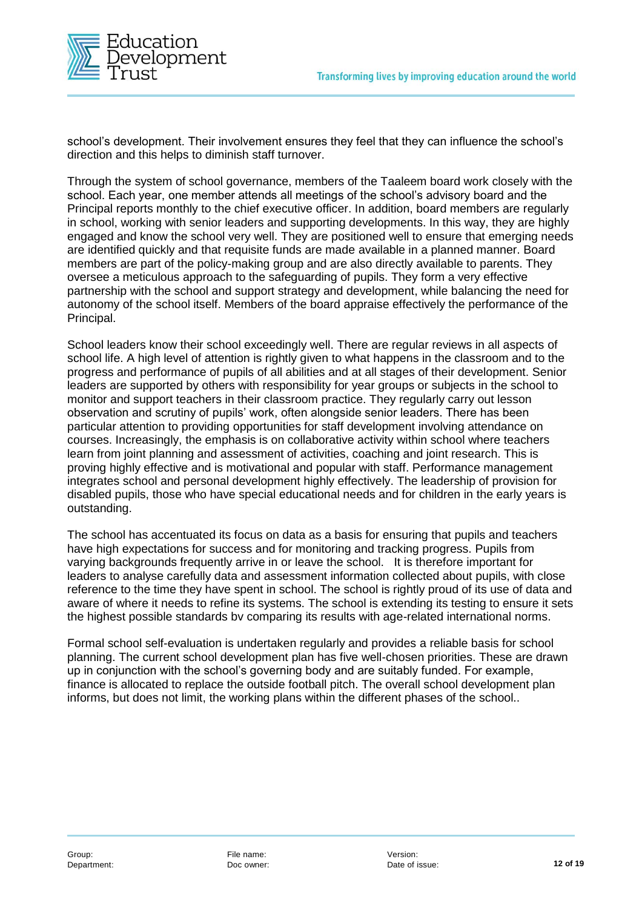school's development. Their involvement ensures they feel that they can influence the school's direction and this helps to diminish staff turnover.

Through the system of school governance, members of the Taaleem board work closely with the school. Each year, one member attends all meetings of the school's advisory board and the Principal reports monthly to the chief executive officer. In addition, board members are regularly in school, working with senior leaders and supporting developments. In this way, they are highly engaged and know the school very well. They are positioned well to ensure that emerging needs are identified quickly and that requisite funds are made available in a planned manner. Board members are part of the policy-making group and are also directly available to parents. They oversee a meticulous approach to the safeguarding of pupils. They form a very effective partnership with the school and support strategy and development, while balancing the need for autonomy of the school itself. Members of the board appraise effectively the performance of the Principal.

School leaders know their school exceedingly well. There are regular reviews in all aspects of school life. A high level of attention is rightly given to what happens in the classroom and to the progress and performance of pupils of all abilities and at all stages of their development. Senior leaders are supported by others with responsibility for year groups or subjects in the school to monitor and support teachers in their classroom practice. They regularly carry out lesson observation and scrutiny of pupils' work, often alongside senior leaders. There has been particular attention to providing opportunities for staff development involving attendance on courses. Increasingly, the emphasis is on collaborative activity within school where teachers learn from joint planning and assessment of activities, coaching and joint research. This is proving highly effective and is motivational and popular with staff. Performance management integrates school and personal development highly effectively. The leadership of provision for disabled pupils, those who have special educational needs and for children in the early years is outstanding.

The school has accentuated its focus on data as a basis for ensuring that pupils and teachers have high expectations for success and for monitoring and tracking progress. Pupils from varying backgrounds frequently arrive in or leave the school. It is therefore important for leaders to analyse carefully data and assessment information collected about pupils, with close reference to the time they have spent in school. The school is rightly proud of its use of data and aware of where it needs to refine its systems. The school is extending its testing to ensure it sets the highest possible standards bv comparing its results with age-related international norms.

Formal school self-evaluation is undertaken regularly and provides a reliable basis for school planning. The current school development plan has five well-chosen priorities. These are drawn up in conjunction with the school's governing body and are suitably funded. For example, finance is allocated to replace the outside football pitch. The overall school development plan informs, but does not limit, the working plans within the different phases of the school..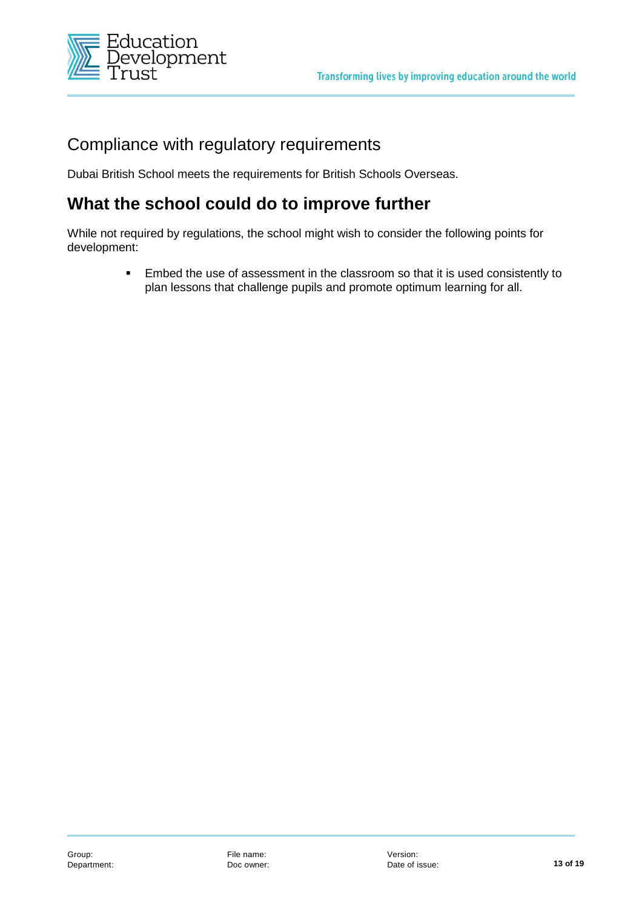## Compliance with regulatory requirements

Dubai British School meets the requirements for British Schools Overseas.

# What the school could do to improve further

While not required by regulations, the school might wish to consider the following points for development:

- Embed the use of assessment in the classroom so that it is used consistently to plan lessons that challenge pupils and promote optimum learning for all.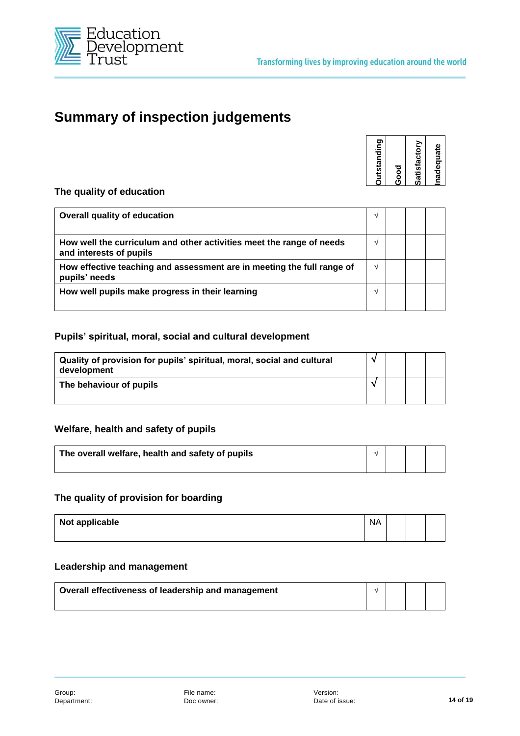# Summary of inspection judgements

### The quality of education

| | Outstanding | Good | Satisfactory | Inadequate |
|---|---|---|---|---|
| **Overall quality of education** | √ | | | |
| **How well the curriculum and other activities meet the range of needs and interests of pupils** | √ | | | |
| **How effective teaching and assessment are in meeting the full range of pupils' needs** | √ | | | |
| **How well pupils make progress in their learning** | √ | | | |

### Pupils' spiritual, moral, social and cultural development

| | Outstanding | Good | Satisfactory | Inadequate |
|---|---|---|---|---|
| **Quality of provision for pupils' spiritual, moral, social and cultural development** | √ | | | |
| **The behaviour of pupils** | √ | | | |

### Welfare, health and safety of pupils

| | Outstanding | Good | Satisfactory | Inadequate |
|---|---|---|---|---|
| **The overall welfare, health and safety of pupils** | √ | | | |

### The quality of provision for boarding

| | Outstanding | Good | Satisfactory | Inadequate |
|---|---|---|---|---|
| **Not applicable** | NA | | | |

### Leadership and management

| | Outstanding | Good | Satisfactory | Inadequate |
|---|---|---|---|---|
| **Overall effectiveness of leadership and management** | √ | | | |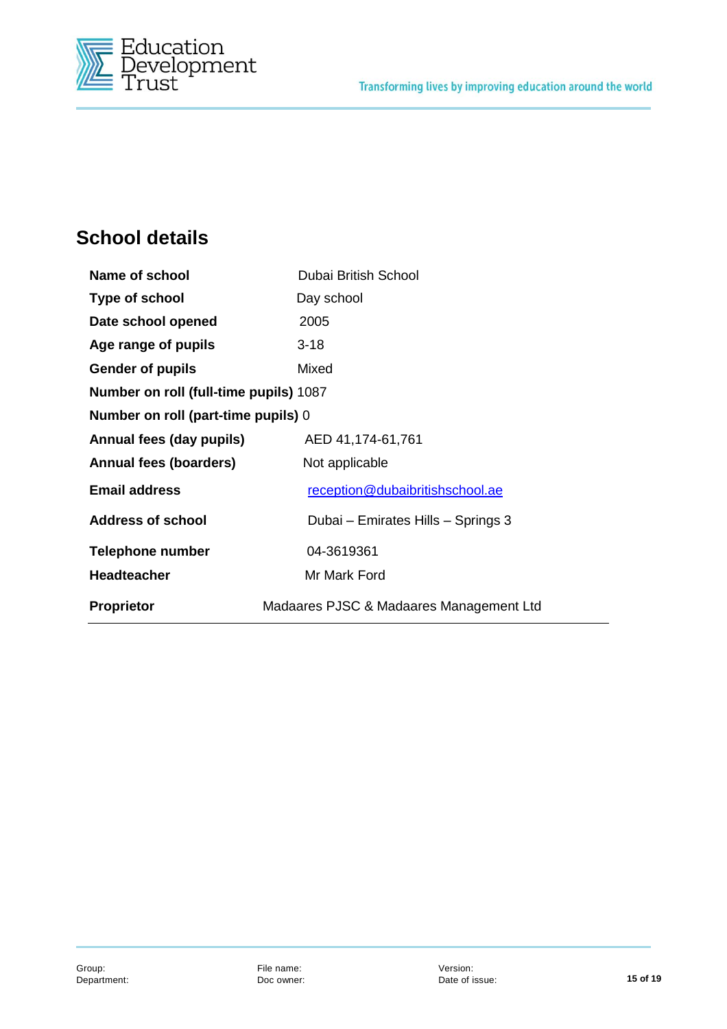## School details

| | |
|---|---|
| **Name of school** | Dubai British School |
| **Type of school** | Day school |
| **Date school opened** | 2005 |
| **Age range of pupils** | 3-18 |
| **Gender of pupils** | Mixed |
| **Number on roll (full-time pupils)** | 1087 |
| **Number on roll (part-time pupils)** | 0 |
| **Annual fees (day pupils)** | AED 41,174-61,761 |
| **Annual fees (boarders)** | Not applicable |
| **Email address** | reception@dubaibritishschool.ae |
| **Address of school** | Dubai – Emirates Hills – Springs 3 |
| **Telephone number** | 04-3619361 |
| **Headteacher** | Mr Mark Ford |
| **Proprietor** | Madaares PJSC & Madaares Management Ltd |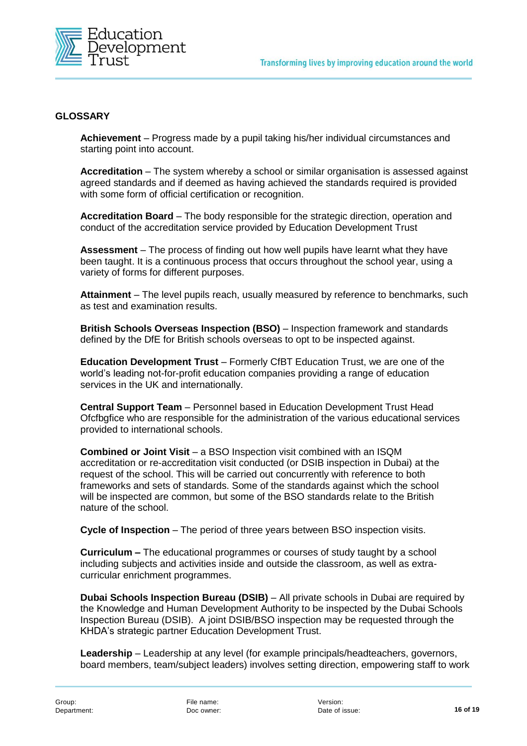## GLOSSARY

**Achievement** – Progress made by a pupil taking his/her individual circumstances and starting point into account.

**Accreditation** – The system whereby a school or similar organisation is assessed against agreed standards and if deemed as having achieved the standards required is provided with some form of official certification or recognition.

**Accreditation Board** – The body responsible for the strategic direction, operation and conduct of the accreditation service provided by Education Development Trust

**Assessment** – The process of finding out how well pupils have learnt what they have been taught. It is a continuous process that occurs throughout the school year, using a variety of forms for different purposes.

**Attainment** – The level pupils reach, usually measured by reference to benchmarks, such as test and examination results.

**British Schools Overseas Inspection (BSO)** – Inspection framework and standards defined by the DfE for British schools overseas to opt to be inspected against.

**Education Development Trust** – Formerly CfBT Education Trust, we are one of the world's leading not-for-profit education companies providing a range of education services in the UK and internationally.

**Central Support Team** – Personnel based in Education Development Trust Head Ofcfbgfice who are responsible for the administration of the various educational services provided to international schools.

**Combined or Joint Visit** – a BSO Inspection visit combined with an ISQM accreditation or re-accreditation visit conducted (or DSIB inspection in Dubai) at the request of the school. This will be carried out concurrently with reference to both frameworks and sets of standards. Some of the standards against which the school will be inspected are common, but some of the BSO standards relate to the British nature of the school.

**Cycle of Inspection** – The period of three years between BSO inspection visits.

**Curriculum –** The educational programmes or courses of study taught by a school including subjects and activities inside and outside the classroom, as well as extra-curricular enrichment programmes.

**Dubai Schools Inspection Bureau (DSIB)** – All private schools in Dubai are required by the Knowledge and Human Development Authority to be inspected by the Dubai Schools Inspection Bureau (DSIB). A joint DSIB/BSO inspection may be requested through the KHDA's strategic partner Education Development Trust.

**Leadership** – Leadership at any level (for example principals/headteachers, governors, board members, team/subject leaders) involves setting direction, empowering staff to work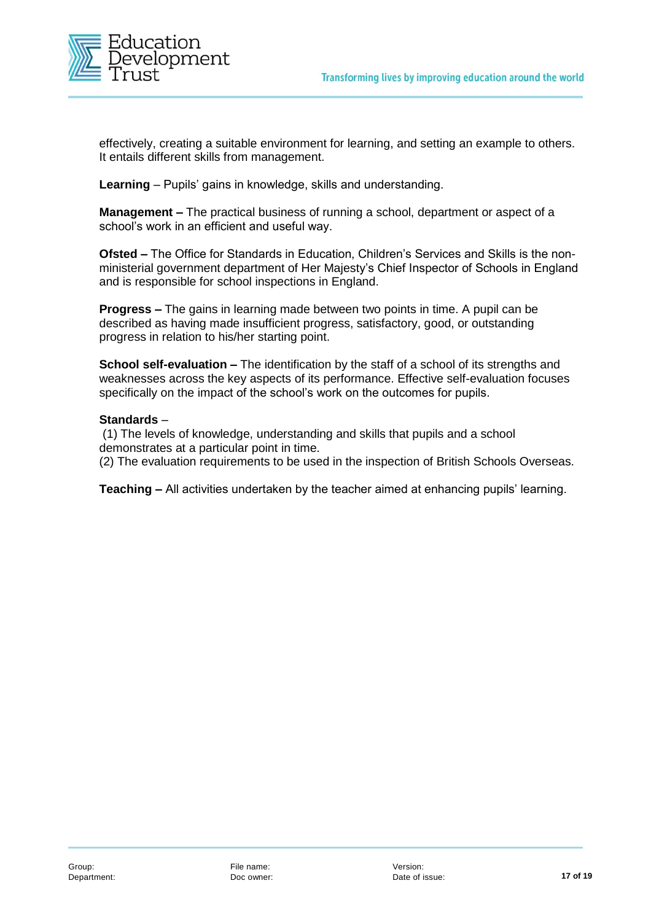effectively, creating a suitable environment for learning, and setting an example to others. It entails different skills from management.

**Learning** – Pupils' gains in knowledge, skills and understanding.

**Management –** The practical business of running a school, department or aspect of a school's work in an efficient and useful way.

**Ofsted –** The Office for Standards in Education, Children's Services and Skills is the non-ministerial government department of Her Majesty's Chief Inspector of Schools in England and is responsible for school inspections in England.

**Progress –** The gains in learning made between two points in time. A pupil can be described as having made insufficient progress, satisfactory, good, or outstanding progress in relation to his/her starting point.

**School self-evaluation –** The identification by the staff of a school of its strengths and weaknesses across the key aspects of its performance. Effective self-evaluation focuses specifically on the impact of the school's work on the outcomes for pupils.

**Standards** –

(1) The levels of knowledge, understanding and skills that pupils and a school demonstrates at a particular point in time.

(2) The evaluation requirements to be used in the inspection of British Schools Overseas.

**Teaching –** All activities undertaken by the teacher aimed at enhancing pupils' learning.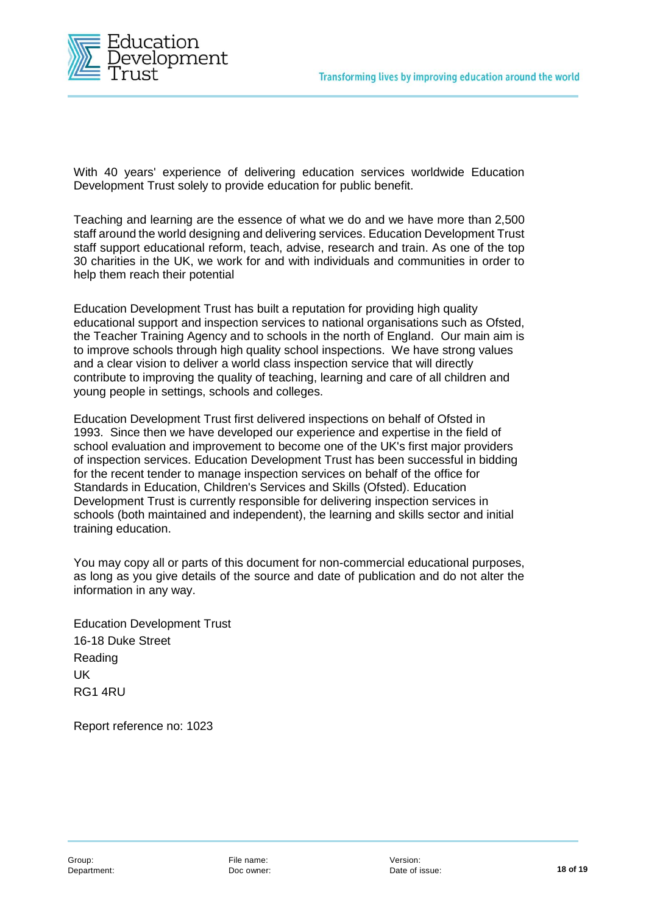With 40 years' experience of delivering education services worldwide Education Development Trust solely to provide education for public benefit.

Teaching and learning are the essence of what we do and we have more than 2,500 staff around the world designing and delivering services. Education Development Trust staff support educational reform, teach, advise, research and train. As one of the top 30 charities in the UK, we work for and with individuals and communities in order to help them reach their potential

Education Development Trust has built a reputation for providing high quality educational support and inspection services to national organisations such as Ofsted, the Teacher Training Agency and to schools in the north of England. Our main aim is to improve schools through high quality school inspections. We have strong values and a clear vision to deliver a world class inspection service that will directly contribute to improving the quality of teaching, learning and care of all children and young people in settings, schools and colleges.

Education Development Trust first delivered inspections on behalf of Ofsted in 1993. Since then we have developed our experience and expertise in the field of school evaluation and improvement to become one of the UK's first major providers of inspection services. Education Development Trust has been successful in bidding for the recent tender to manage inspection services on behalf of the office for Standards in Education, Children's Services and Skills (Ofsted). Education Development Trust is currently responsible for delivering inspection services in schools (both maintained and independent), the learning and skills sector and initial training education.

You may copy all or parts of this document for non-commercial educational purposes, as long as you give details of the source and date of publication and do not alter the information in any way.

Education Development Trust
16-18 Duke Street
Reading
UK
RG1 4RU

Report reference no: 1023